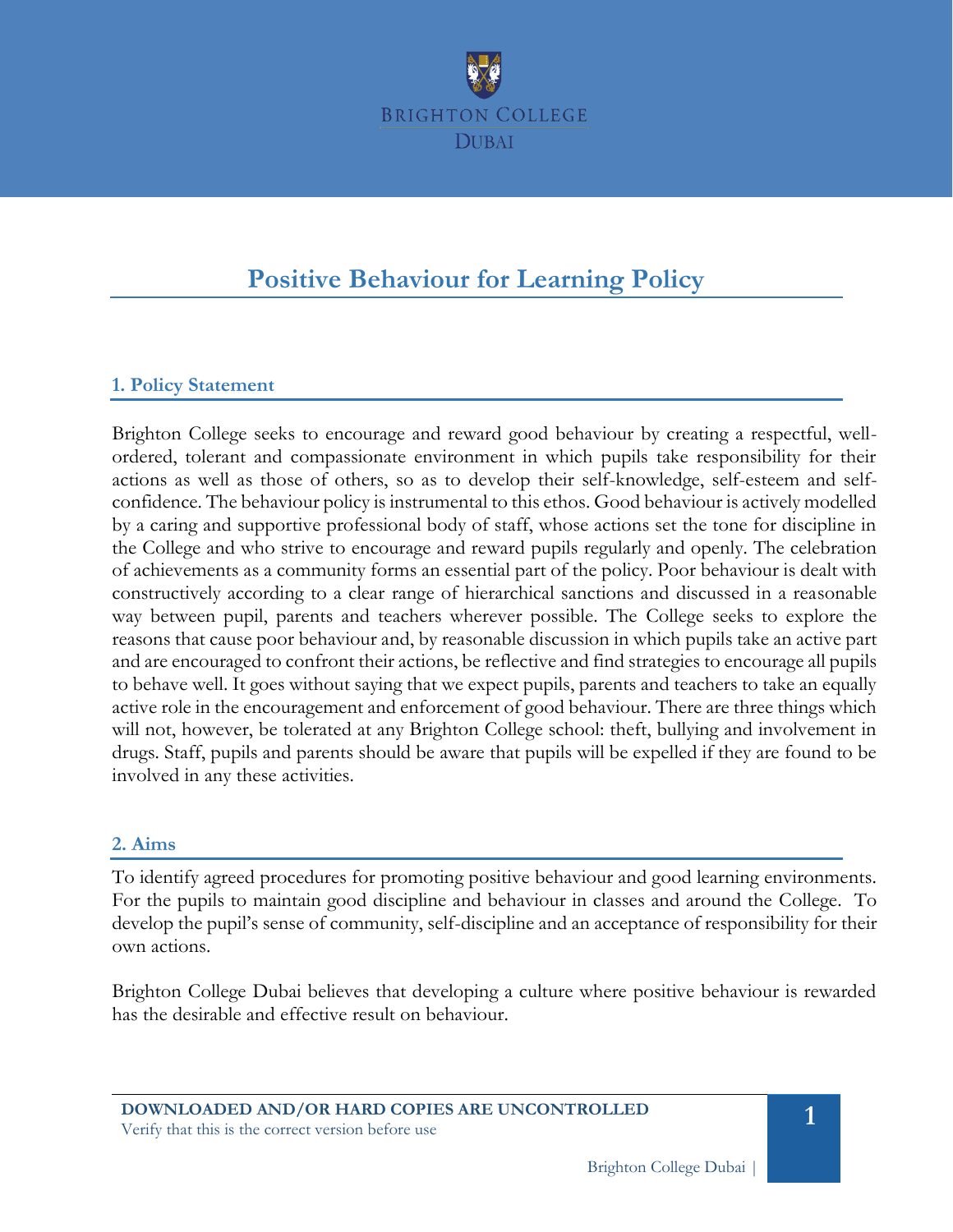# Positive Behaviour for Learning Policy

## 1. Policy Statement

Brighton College seeks to encourage and reward good behaviour by creating a respectful, well-ordered, tolerant and compassionate environment in which pupils take responsibility for their actions as well as those of others, so as to develop their self-knowledge, self-esteem and self-confidence. The behaviour policy is instrumental to this ethos. Good behaviour is actively modelled by a caring and supportive professional body of staff, whose actions set the tone for discipline in the College and who strive to encourage and reward pupils regularly and openly. The celebration of achievements as a community forms an essential part of the policy. Poor behaviour is dealt with constructively according to a clear range of hierarchical sanctions and discussed in a reasonable way between pupil, parents and teachers wherever possible. The College seeks to explore the reasons that cause poor behaviour and, by reasonable discussion in which pupils take an active part and are encouraged to confront their actions, be reflective and find strategies to encourage all pupils to behave well. It goes without saying that we expect pupils, parents and teachers to take an equally active role in the encouragement and enforcement of good behaviour. There are three things which will not, however, be tolerated at any Brighton College school: theft, bullying and involvement in drugs. Staff, pupils and parents should be aware that pupils will be expelled if they are found to be involved in any these activities.

## 2. Aims

To identify agreed procedures for promoting positive behaviour and good learning environments. For the pupils to maintain good discipline and behaviour in classes and around the College. To develop the pupil's sense of community, self-discipline and an acceptance of responsibility for their own actions.

Brighton College Dubai believes that developing a culture where positive behaviour is rewarded has the desirable and effective result on behaviour.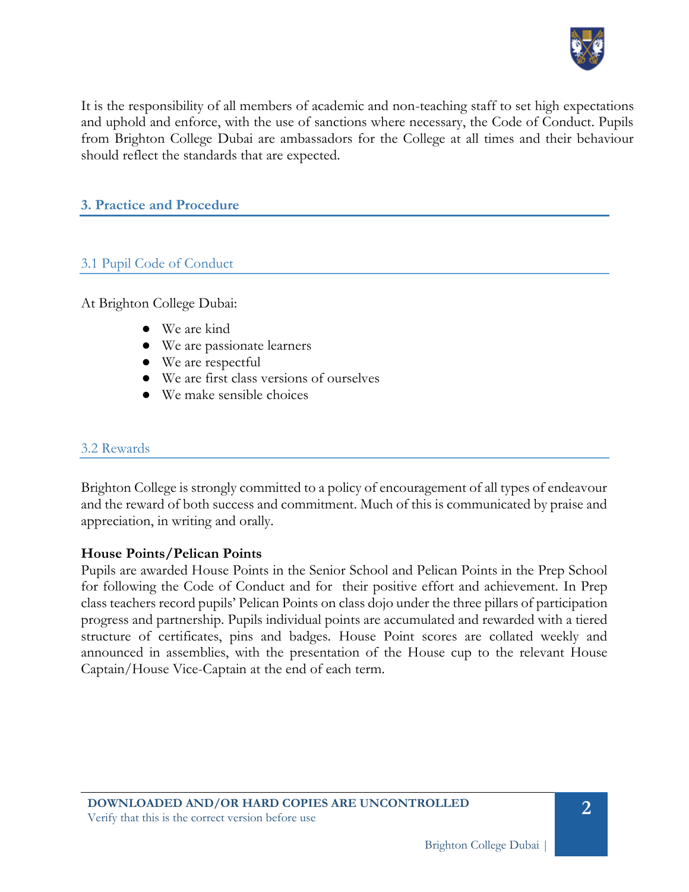It is the responsibility of all members of academic and non-teaching staff to set high expectations and uphold and enforce, with the use of sanctions where necessary, the Code of Conduct. Pupils from Brighton College Dubai are ambassadors for the College at all times and their behaviour should reflect the standards that are expected.

## 3. Practice and Procedure

### 3.1 Pupil Code of Conduct

At Brighton College Dubai:

- We are kind
- We are passionate learners
- We are respectful
- We are first class versions of ourselves
- We make sensible choices

### 3.2 Rewards

Brighton College is strongly committed to a policy of encouragement of all types of endeavour and the reward of both success and commitment. Much of this is communicated by praise and appreciation, in writing and orally.

**House Points/Pelican Points**

Pupils are awarded House Points in the Senior School and Pelican Points in the Prep School for following the Code of Conduct and for their positive effort and achievement. In Prep class teachers record pupils' Pelican Points on class dojo under the three pillars of participation progress and partnership. Pupils individual points are accumulated and rewarded with a tiered structure of certificates, pins and badges. House Point scores are collated weekly and announced in assemblies, with the presentation of the House cup to the relevant House Captain/House Vice-Captain at the end of each term.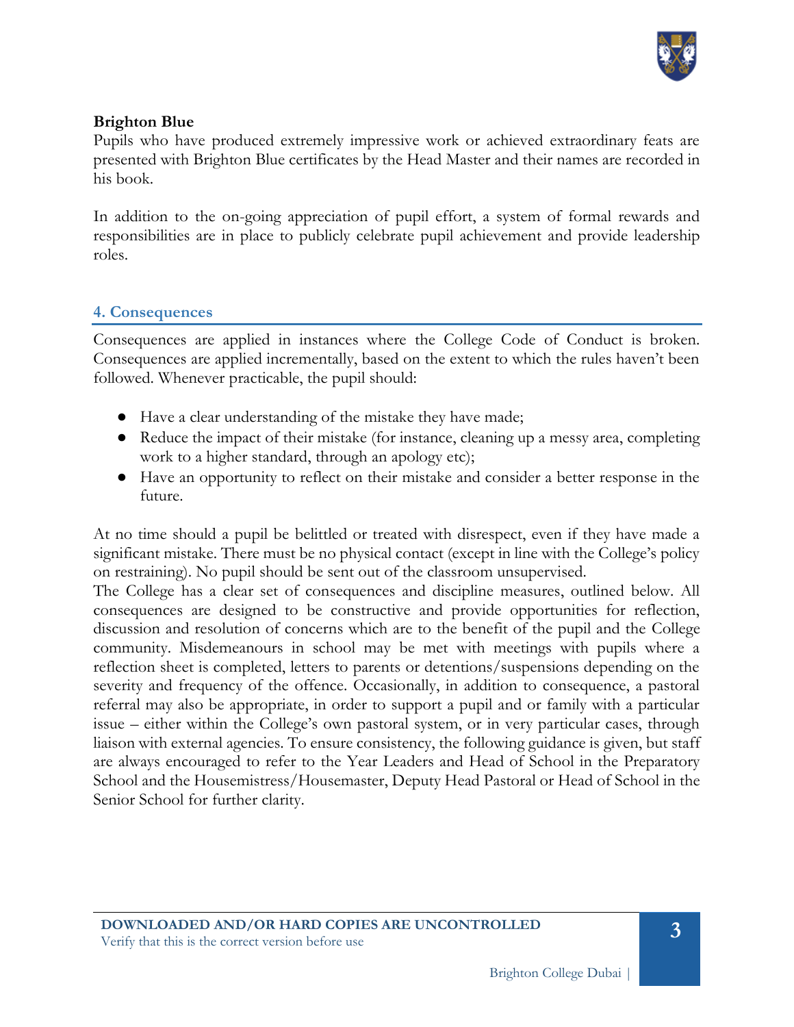**Brighton Blue**

Pupils who have produced extremely impressive work or achieved extraordinary feats are presented with Brighton Blue certificates by the Head Master and their names are recorded in his book.

In addition to the on-going appreciation of pupil effort, a system of formal rewards and responsibilities are in place to publicly celebrate pupil achievement and provide leadership roles.

## 4. Consequences

Consequences are applied in instances where the College Code of Conduct is broken. Consequences are applied incrementally, based on the extent to which the rules haven't been followed. Whenever practicable, the pupil should:

- Have a clear understanding of the mistake they have made;
- Reduce the impact of their mistake (for instance, cleaning up a messy area, completing work to a higher standard, through an apology etc);
- Have an opportunity to reflect on their mistake and consider a better response in the future.

At no time should a pupil be belittled or treated with disrespect, even if they have made a significant mistake. There must be no physical contact (except in line with the College's policy on restraining). No pupil should be sent out of the classroom unsupervised.

The College has a clear set of consequences and discipline measures, outlined below. All consequences are designed to be constructive and provide opportunities for reflection, discussion and resolution of concerns which are to the benefit of the pupil and the College community. Misdemeanours in school may be met with meetings with pupils where a reflection sheet is completed, letters to parents or detentions/suspensions depending on the severity and frequency of the offence. Occasionally, in addition to consequence, a pastoral referral may also be appropriate, in order to support a pupil and or family with a particular issue – either within the College's own pastoral system, or in very particular cases, through liaison with external agencies. To ensure consistency, the following guidance is given, but staff are always encouraged to refer to the Year Leaders and Head of School in the Preparatory School and the Housemistress/Housemaster, Deputy Head Pastoral or Head of School in the Senior School for further clarity.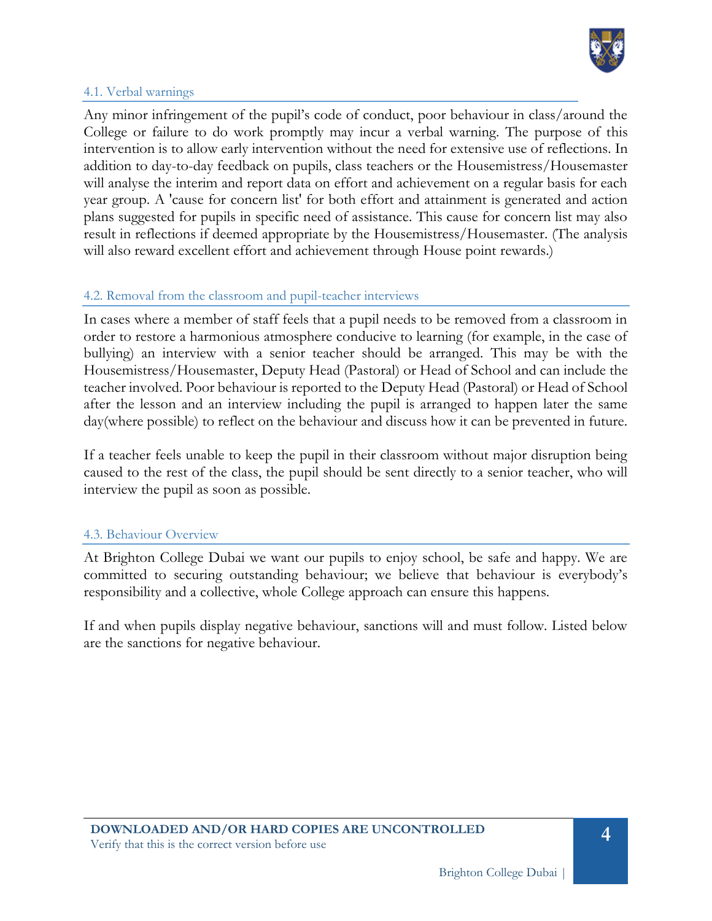### 4.1. Verbal warnings

Any minor infringement of the pupil's code of conduct, poor behaviour in class/around the College or failure to do work promptly may incur a verbal warning. The purpose of this intervention is to allow early intervention without the need for extensive use of reflections. In addition to day-to-day feedback on pupils, class teachers or the Housemistress/Housemaster will analyse the interim and report data on effort and achievement on a regular basis for each year group. A 'cause for concern list' for both effort and attainment is generated and action plans suggested for pupils in specific need of assistance. This cause for concern list may also result in reflections if deemed appropriate by the Housemistress/Housemaster. (The analysis will also reward excellent effort and achievement through House point rewards.)

### 4.2. Removal from the classroom and pupil-teacher interviews

In cases where a member of staff feels that a pupil needs to be removed from a classroom in order to restore a harmonious atmosphere conducive to learning (for example, in the case of bullying) an interview with a senior teacher should be arranged. This may be with the Housemistress/Housemaster, Deputy Head (Pastoral) or Head of School and can include the teacher involved. Poor behaviour is reported to the Deputy Head (Pastoral) or Head of School after the lesson and an interview including the pupil is arranged to happen later the same day(where possible) to reflect on the behaviour and discuss how it can be prevented in future.

If a teacher feels unable to keep the pupil in their classroom without major disruption being caused to the rest of the class, the pupil should be sent directly to a senior teacher, who will interview the pupil as soon as possible.

### 4.3. Behaviour Overview

At Brighton College Dubai we want our pupils to enjoy school, be safe and happy. We are committed to securing outstanding behaviour; we believe that behaviour is everybody's responsibility and a collective, whole College approach can ensure this happens.

If and when pupils display negative behaviour, sanctions will and must follow. Listed below are the sanctions for negative behaviour.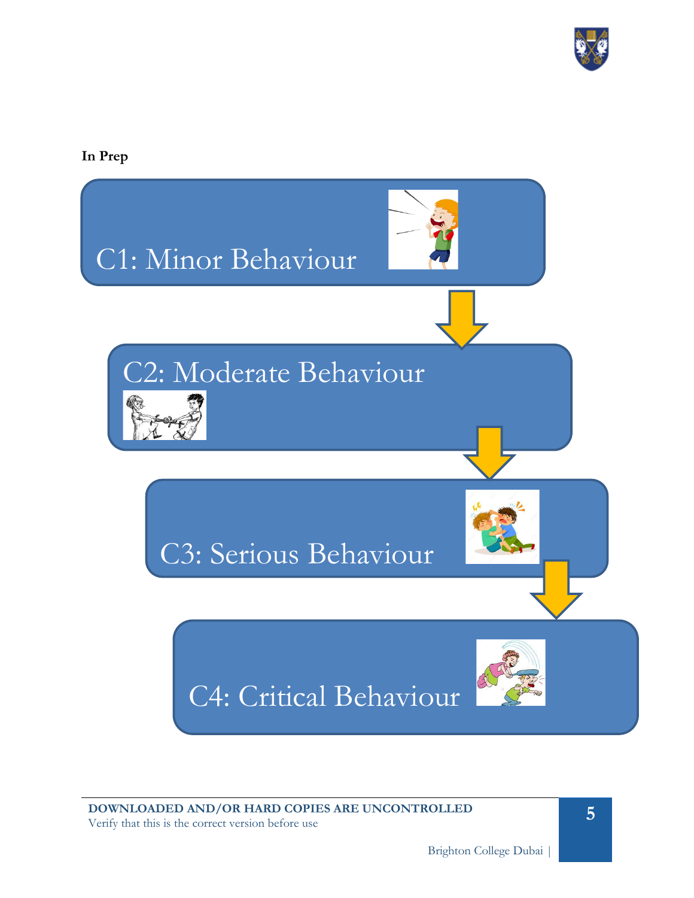**In Prep**

C1: Minor Behaviour

C2: Moderate Behaviour

C3: Serious Behaviour

C4: Critical Behaviour

**DOWNLOADED AND/OR HARD COPIES ARE UNCONTROLLED**
Verify that this is the correct version before use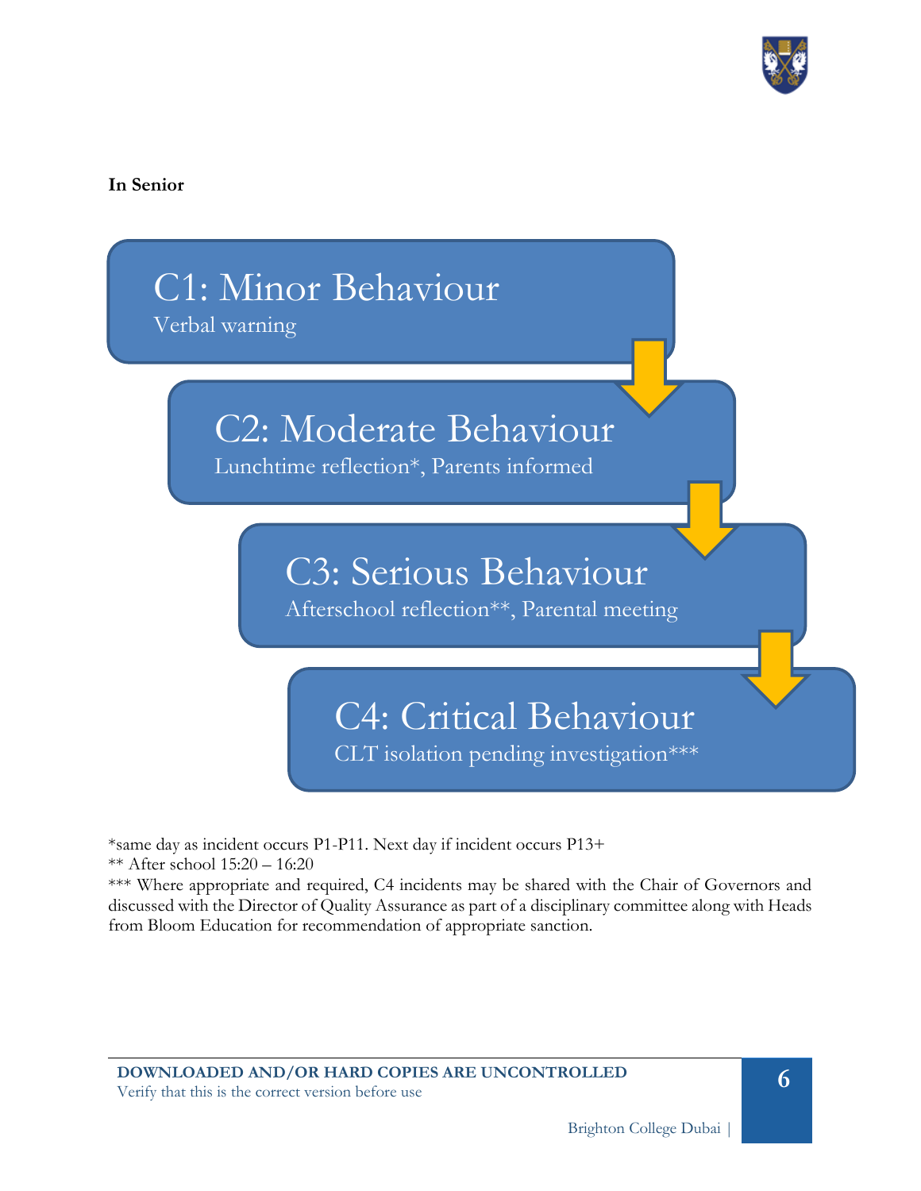**In Senior**

**C1: Minor Behaviour**
Verbal warning

**C2: Moderate Behaviour**
Lunchtime reflection*, Parents informed

**C3: Serious Behaviour**
Afterschool reflection**, Parental meeting

**C4: Critical Behaviour**
CLT isolation pending investigation***

*same day as incident occurs P1-P11. Next day if incident occurs P13+
** After school 15:20 – 16:20
*** Where appropriate and required, C4 incidents may be shared with the Chair of Governors and discussed with the Director of Quality Assurance as part of a disciplinary committee along with Heads from Bloom Education for recommendation of appropriate sanction.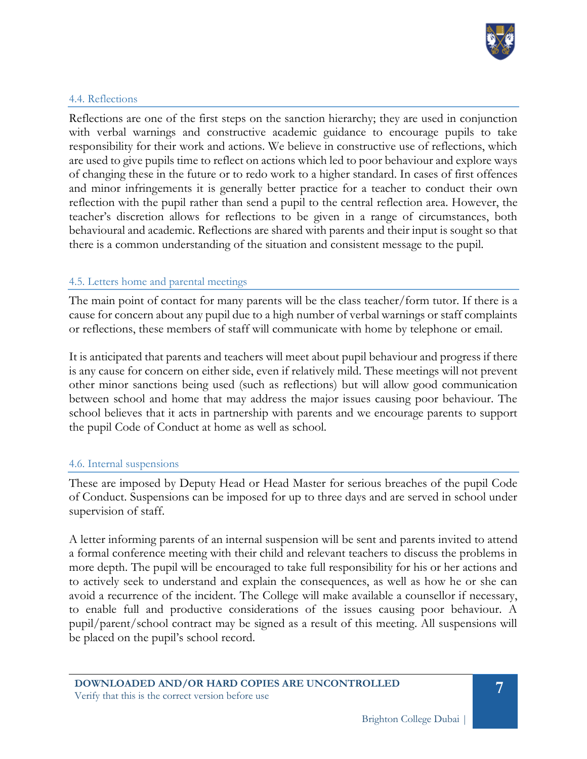### 4.4. Reflections

Reflections are one of the first steps on the sanction hierarchy; they are used in conjunction with verbal warnings and constructive academic guidance to encourage pupils to take responsibility for their work and actions. We believe in constructive use of reflections, which are used to give pupils time to reflect on actions which led to poor behaviour and explore ways of changing these in the future or to redo work to a higher standard. In cases of first offences and minor infringements it is generally better practice for a teacher to conduct their own reflection with the pupil rather than send a pupil to the central reflection area. However, the teacher's discretion allows for reflections to be given in a range of circumstances, both behavioural and academic. Reflections are shared with parents and their input is sought so that there is a common understanding of the situation and consistent message to the pupil.

### 4.5. Letters home and parental meetings

The main point of contact for many parents will be the class teacher/form tutor. If there is a cause for concern about any pupil due to a high number of verbal warnings or staff complaints or reflections, these members of staff will communicate with home by telephone or email.

It is anticipated that parents and teachers will meet about pupil behaviour and progress if there is any cause for concern on either side, even if relatively mild. These meetings will not prevent other minor sanctions being used (such as reflections) but will allow good communication between school and home that may address the major issues causing poor behaviour. The school believes that it acts in partnership with parents and we encourage parents to support the pupil Code of Conduct at home as well as school.

### 4.6. Internal suspensions

These are imposed by Deputy Head or Head Master for serious breaches of the pupil Code of Conduct. Suspensions can be imposed for up to three days and are served in school under supervision of staff.

A letter informing parents of an internal suspension will be sent and parents invited to attend a formal conference meeting with their child and relevant teachers to discuss the problems in more depth. The pupil will be encouraged to take full responsibility for his or her actions and to actively seek to understand and explain the consequences, as well as how he or she can avoid a recurrence of the incident. The College will make available a counsellor if necessary, to enable full and productive considerations of the issues causing poor behaviour. A pupil/parent/school contract may be signed as a result of this meeting. All suspensions will be placed on the pupil's school record.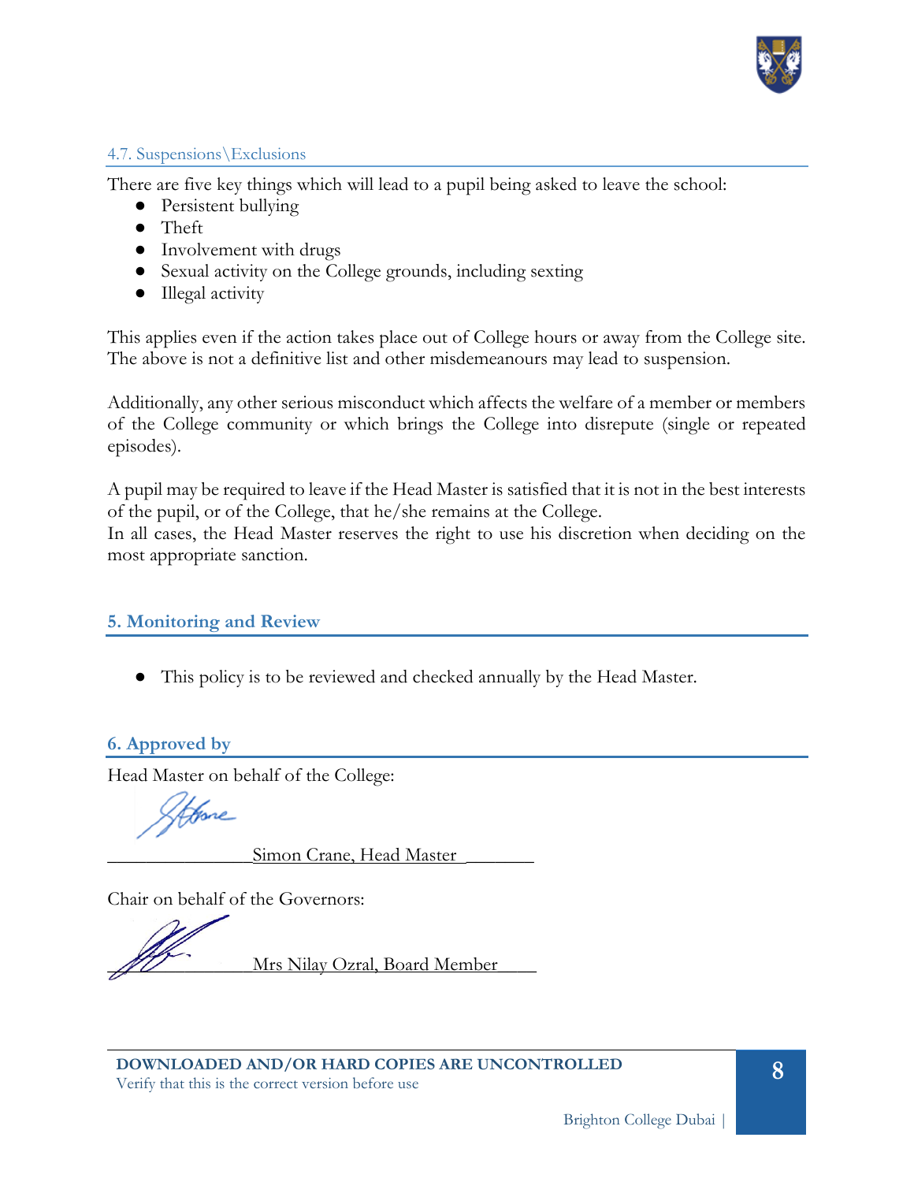### 4.7. Suspensions\Exclusions

There are five key things which will lead to a pupil being asked to leave the school:

- Persistent bullying
- Theft
- Involvement with drugs
- Sexual activity on the College grounds, including sexting
- Illegal activity

This applies even if the action takes place out of College hours or away from the College site. The above is not a definitive list and other misdemeanours may lead to suspension.

Additionally, any other serious misconduct which affects the welfare of a member or members of the College community or which brings the College into disrepute (single or repeated episodes).

A pupil may be required to leave if the Head Master is satisfied that it is not in the best interests of the pupil, or of the College, that he/she remains at the College.
In all cases, the Head Master reserves the right to use his discretion when deciding on the most appropriate sanction.

## 5. Monitoring and Review

- This policy is to be reviewed and checked annually by the Head Master.

## 6. Approved by

Head Master on behalf of the College:

________________Simon Crane, Head Master ________

Chair on behalf of the Governors:

________________Mrs Nilay Ozral, Board Member _____

**DOWNLOADED AND/OR HARD COPIES ARE UNCONTROLLED**
Verify that this is the correct version before use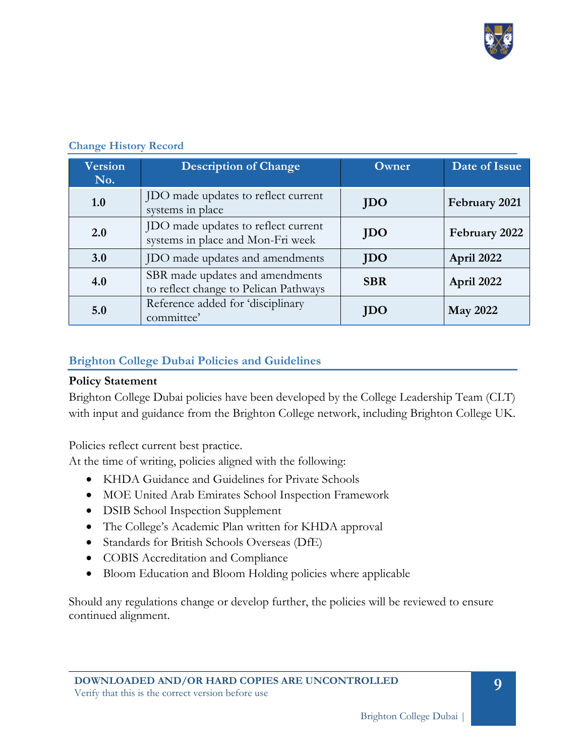### Change History Record

| Version No. | Description of Change | Owner | Date of Issue |
|---|---|---|---|
| **1.0** | JDO made updates to reflect current systems in place | **JDO** | **February 2021** |
| **2.0** | JDO made updates to reflect current systems in place and Mon-Fri week | **JDO** | **February 2022** |
| **3.0** | JDO made updates and amendments | **JDO** | **April 2022** |
| **4.0** | SBR made updates and amendments to reflect change to Pelican Pathways | **SBR** | **April 2022** |
| **5.0** | Reference added for 'disciplinary committee' | **JDO** | **May 2022** |

### Brighton College Dubai Policies and Guidelines

**Policy Statement**

Brighton College Dubai policies have been developed by the College Leadership Team (CLT) with input and guidance from the Brighton College network, including Brighton College UK.

Policies reflect current best practice.
At the time of writing, policies aligned with the following:

- KHDA Guidance and Guidelines for Private Schools
- MOE United Arab Emirates School Inspection Framework
- DSIB School Inspection Supplement
- The College's Academic Plan written for KHDA approval
- Standards for British Schools Overseas (DfE)
- COBIS Accreditation and Compliance
- Bloom Education and Bloom Holding policies where applicable

Should any regulations change or develop further, the policies will be reviewed to ensure continued alignment.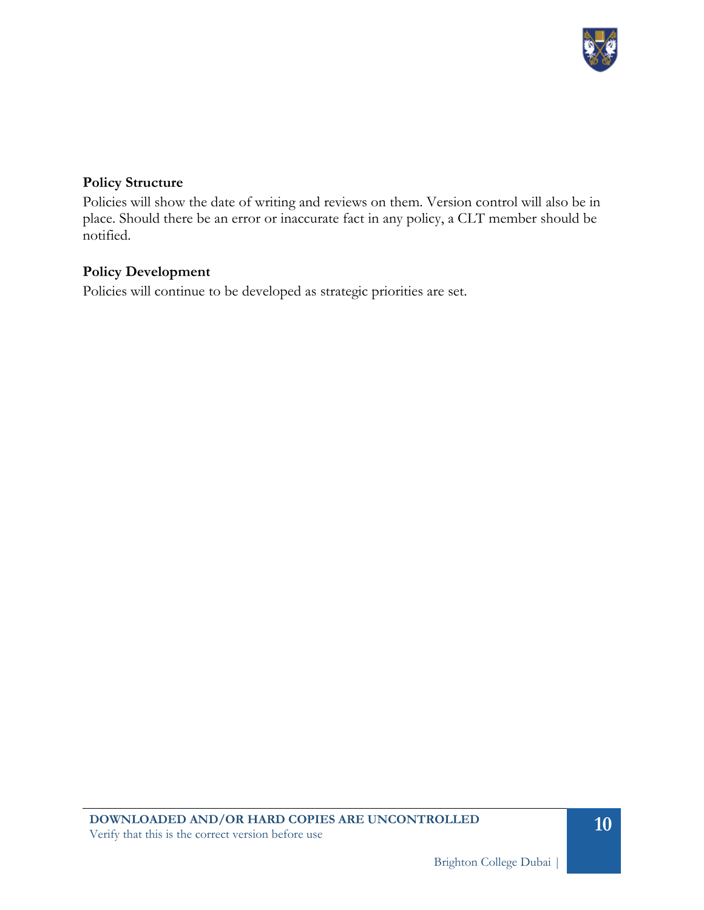**Policy Structure**

Policies will show the date of writing and reviews on them. Version control will also be in place. Should there be an error or inaccurate fact in any policy, a CLT member should be notified.

**Policy Development**

Policies will continue to be developed as strategic priorities are set.